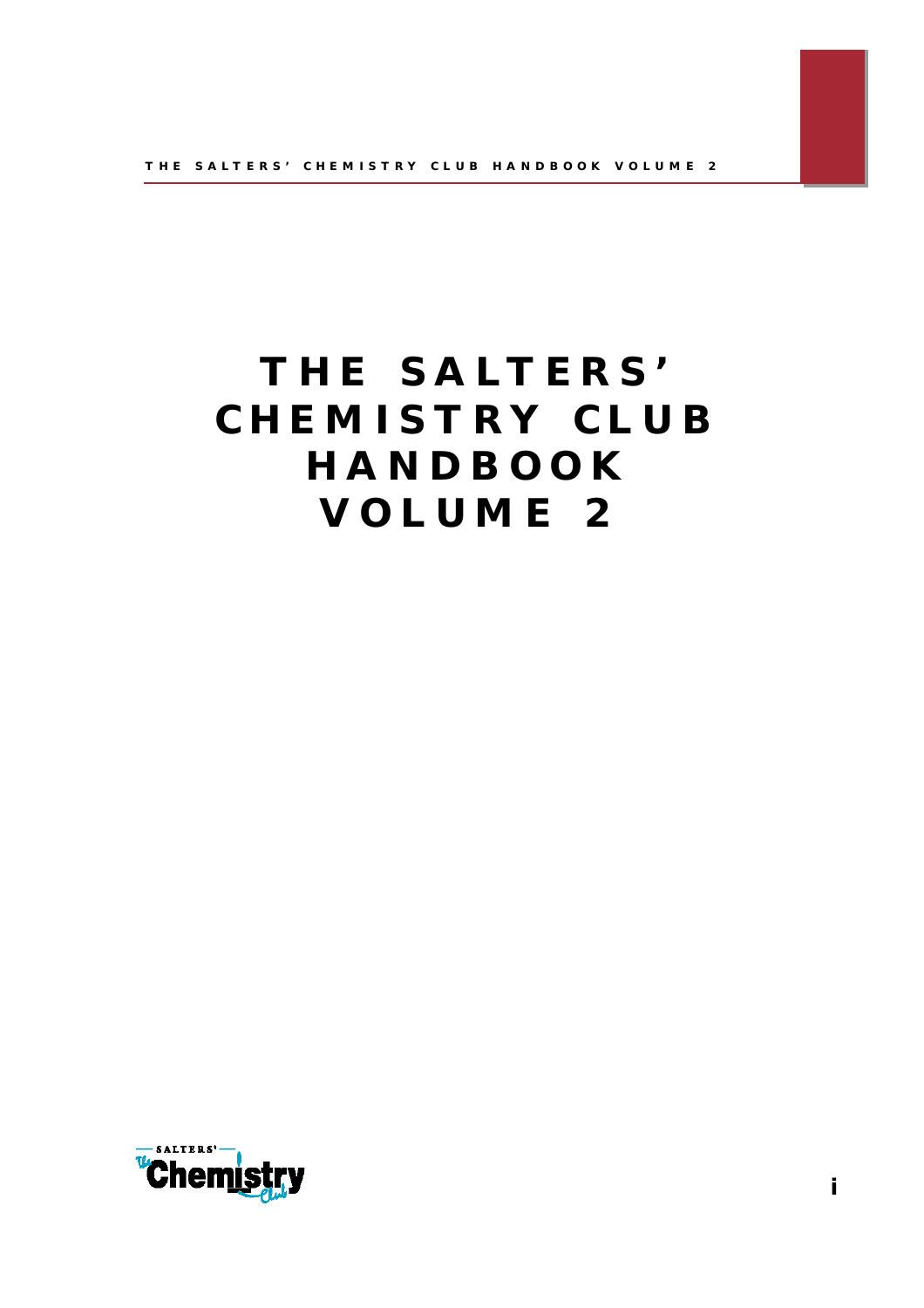# THE SALTERS' CHEMISTRY CLUB HANDBOOK VOLUME 2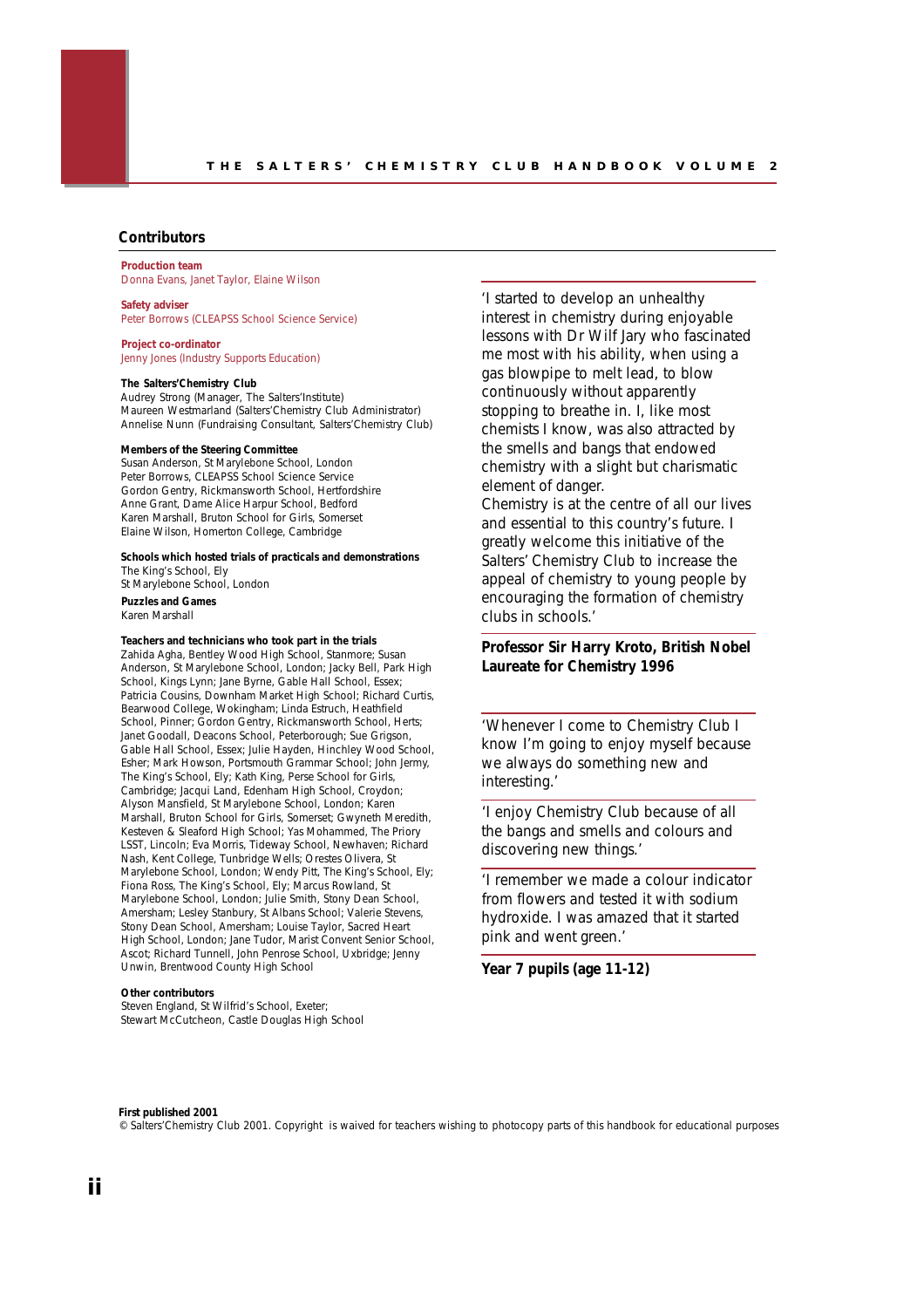## Contributors

**Production team**
Donna Evans, Janet Taylor, Elaine Wilson

**Safety adviser**
Peter Borrows (CLEAPSS School Science Service)

**Project co-ordinator**
Jenny Jones (Industry Supports Education)

**The Salters'Chemistry Club**
Audrey Strong (Manager, The Salters'Institute)
Maureen Westmarland (Salters'Chemistry Club Administrator)
Annelise Nunn (Fundraising Consultant, Salters'Chemistry Club)

**Members of the Steering Committee**
Susan Anderson, St Marylebone School, London
Peter Borrows, CLEAPSS School Science Service
Gordon Gentry, Rickmansworth School, Hertfordshire
Anne Grant, Dame Alice Harpur School, Bedford
Karen Marshall, Bruton School for Girls, Somerset
Elaine Wilson, Homerton College, Cambridge

**Schools which hosted trials of practicals and demonstrations**
The King's School, Ely
St Marylebone School, London

**Puzzles and Games**
Karen Marshall

**Teachers and technicians who took part in the trials**
Zahida Agha, Bentley Wood High School, Stanmore; Susan Anderson, St Marylebone School, London; Jacky Bell, Park High School, Kings Lynn; Jane Byrne, Gable Hall School, Essex; Patricia Cousins, Downham Market High School; Richard Curtis, Bearwood College, Wokingham; Linda Estruch, Heathfield School, Pinner; Gordon Gentry, Rickmansworth School, Herts; Janet Goodall, Deacons School, Peterborough; Sue Grigson, Gable Hall School, Essex; Julie Hayden, Hinchley Wood School, Esher; Mark Howson, Portsmouth Grammar School; John Jermy, The King's School, Ely; Kath King, Perse School for Girls, Cambridge; Jacqui Land, Edenham High School, Croydon; Alyson Mansfield, St Marylebone School, London; Karen Marshall, Bruton School for Girls, Somerset; Gwyneth Meredith, Kesteven & Sleaford High School; Yas Mohammed, The Priory LSST, Lincoln; Eva Morris, Tideway School, Newhaven; Richard Nash, Kent College, Tunbridge Wells; Orestes Olivera, St Marylebone School, London; Wendy Pitt, The King's School, Ely; Fiona Ross, The King's School, Ely; Marcus Rowland, St Marylebone School, London; Julie Smith, Stony Dean School, Amersham; Lesley Stanbury, St Albans School; Valerie Stevens, Stony Dean School, Amersham; Louise Taylor, Sacred Heart High School, London; Jane Tudor, Marist Convent Senior School, Ascot; Richard Tunnell, John Penrose School, Uxbridge; Jenny Unwin, Brentwood County High School

**Other contributors**
Steven England, St Wilfrid's School, Exeter;
Stewart McCutcheon, Castle Douglas High School

'I started to develop an unhealthy interest in chemistry during enjoyable lessons with Dr Wilf Jary who fascinated me most with his ability, when using a gas blowpipe to melt lead, to blow continuously without apparently stopping to breathe in. I, like most chemists I know, was also attracted by the smells and bangs that endowed chemistry with a slight but charismatic element of danger.
Chemistry is at the centre of all our lives and essential to this country's future. I greatly welcome this initiative of the Salters' Chemistry Club to increase the appeal of chemistry to young people by encouraging the formation of chemistry clubs in schools.'

**Professor Sir Harry Kroto, British Nobel Laureate for Chemistry 1996**

'Whenever I come to Chemistry Club I know I'm going to enjoy myself because we always do something new and interesting.'

'I enjoy Chemistry Club because of all the bangs and smells and colours and discovering new things.'

'I remember we made a colour indicator from flowers and tested it with sodium hydroxide. I was amazed that it started pink and went green.'

**Year 7 pupils (age 11-12)**

**First published 2001**
© Salters'Chemistry Club 2001. Copyright is waived for teachers wishing to photocopy parts of this handbook for educational purposes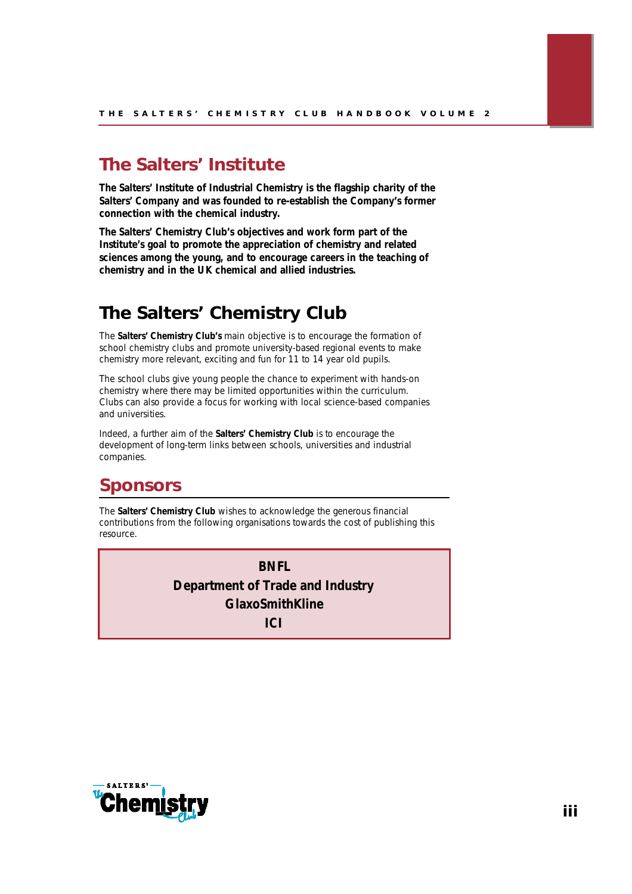## The Salters' Institute

**The Salters' Institute of Industrial Chemistry is the flagship charity of the Salters' Company and was founded to re-establish the Company's former connection with the chemical industry.**

**The Salters' Chemistry Club's objectives and work form part of the Institute's goal to promote the appreciation of chemistry and related sciences among the young, and to encourage careers in the teaching of chemistry and in the UK chemical and allied industries.**

## The Salters' Chemistry Club

The **Salters' Chemistry Club's** main objective is to encourage the formation of school chemistry clubs and promote university-based regional events to make chemistry more relevant, exciting and fun for 11 to 14 year old pupils.

The school clubs give young people the chance to experiment with hands-on chemistry where there may be limited opportunities within the curriculum. Clubs can also provide a focus for working with local science-based companies and universities.

Indeed, a further aim of the **Salters' Chemistry Club** is to encourage the development of long-term links between schools, universities and industrial companies.

## Sponsors

The **Salters' Chemistry Club** wishes to acknowledge the generous financial contributions from the following organisations towards the cost of publishing this resource.

**BNFL**
**Department of Trade and Industry**
**GlaxoSmithKline**
**ICI**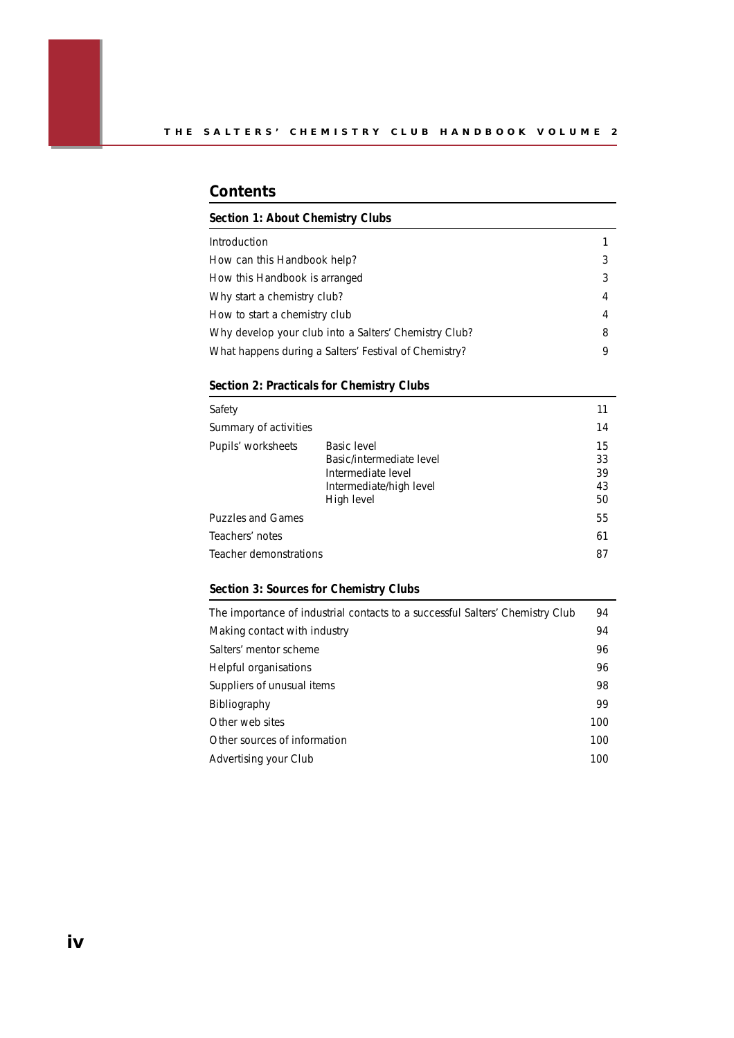## Contents

### Section 1: About Chemistry Clubs

| | |
|---|---|
| Introduction | 1 |
| How can this Handbook help? | 3 |
| How this Handbook is arranged | 3 |
| Why start a chemistry club? | 4 |
| How to start a chemistry club | 4 |
| Why develop your club into a Salters' Chemistry Club? | 8 |
| What happens during a Salters' Festival of Chemistry? | 9 |

### Section 2: Practicals for Chemistry Clubs

| | | |
|---|---|---|
| Safety | | 11 |
| Summary of activities | | 14 |
| Pupils' worksheets | Basic level | 15 |
| | Basic/intermediate level | 33 |
| | Intermediate level | 39 |
| | Intermediate/high level | 43 |
| | High level | 50 |
| Puzzles and Games | | 55 |
| Teachers' notes | | 61 |
| Teacher demonstrations | | 87 |

### Section 3: Sources for Chemistry Clubs

| | |
|---|---|
| The importance of industrial contacts to a successful Salters' Chemistry Club | 94 |
| Making contact with industry | 94 |
| Salters' mentor scheme | 96 |
| Helpful organisations | 96 |
| Suppliers of unusual items | 98 |
| Bibliography | 99 |
| Other web sites | 100 |
| Other sources of information | 100 |
| Advertising your Club | 100 |